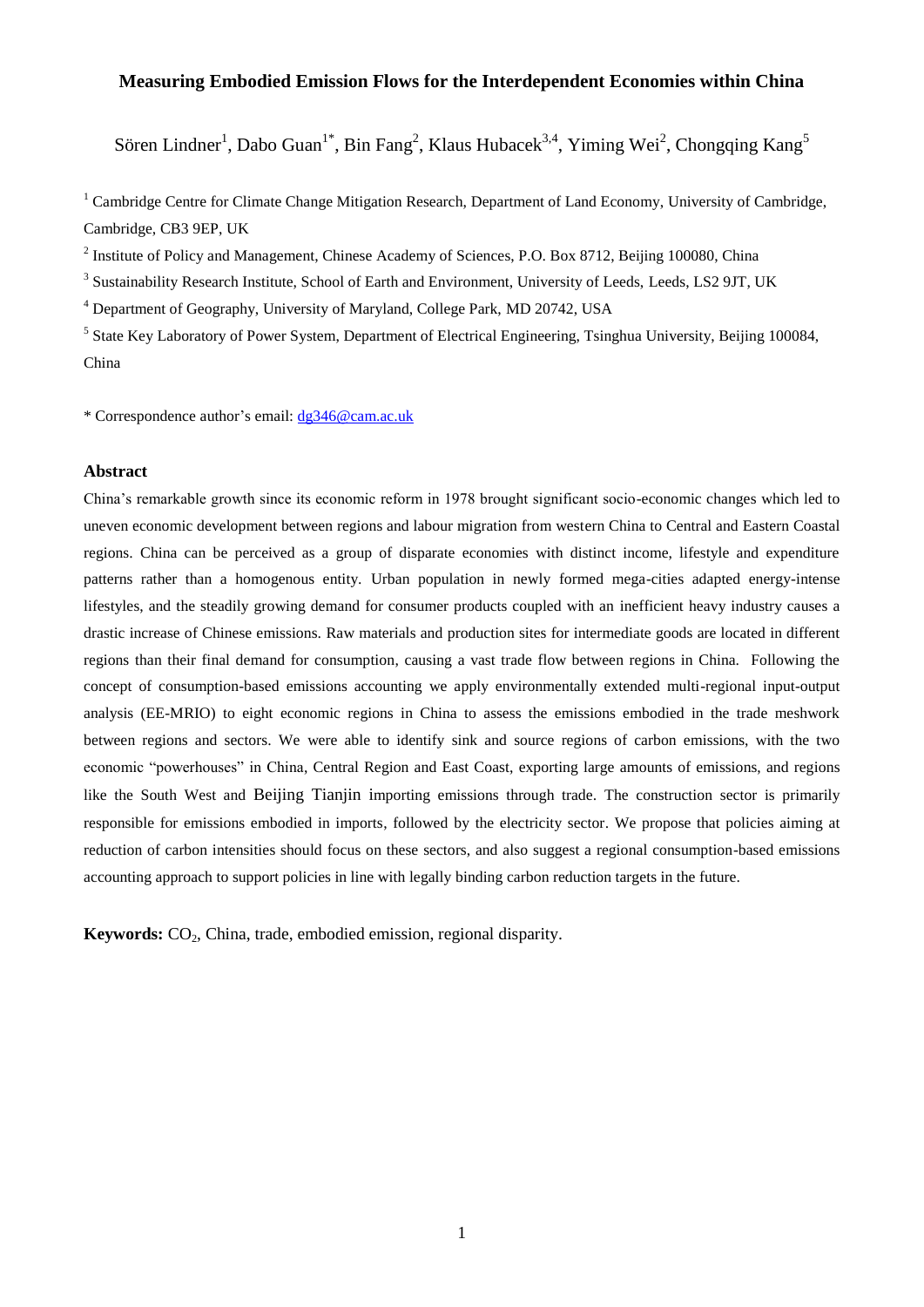# Measuring Embodied Emission Flows for the Interdependent Economies within China

Sören Lindner[1], Dabo Guan[1*], Bin Fang[2], Klaus Hubacek[3,4], Yiming Wei[2], Chongqing Kang[5]

[1] Cambridge Centre for Climate Change Mitigation Research, Department of Land Economy, University of Cambridge, Cambridge, CB3 9EP, UK

[2] Institute of Policy and Management, Chinese Academy of Sciences, P.O. Box 8712, Beijing 100080, China

[3] Sustainability Research Institute, School of Earth and Environment, University of Leeds, Leeds, LS2 9JT, UK

[4] Department of Geography, University of Maryland, College Park, MD 20742, USA

[5] State Key Laboratory of Power System, Department of Electrical Engineering, Tsinghua University, Beijing 100084, China

\* Correspondence author's email: dg346@cam.ac.uk

### Abstract

China's remarkable growth since its economic reform in 1978 brought significant socio-economic changes which led to uneven economic development between regions and labour migration from western China to Central and Eastern Coastal regions. China can be perceived as a group of disparate economies with distinct income, lifestyle and expenditure patterns rather than a homogenous entity. Urban population in newly formed mega-cities adapted energy-intense lifestyles, and the steadily growing demand for consumer products coupled with an inefficient heavy industry causes a drastic increase of Chinese emissions. Raw materials and production sites for intermediate goods are located in different regions than their final demand for consumption, causing a vast trade flow between regions in China. Following the concept of consumption-based emissions accounting we apply environmentally extended multi-regional input-output analysis (EE-MRIO) to eight economic regions in China to assess the emissions embodied in the trade meshwork between regions and sectors. We were able to identify sink and source regions of carbon emissions, with the two economic "powerhouses" in China, Central Region and East Coast, exporting large amounts of emissions, and regions like the South West and Beijing Tianjin importing emissions through trade. The construction sector is primarily responsible for emissions embodied in imports, followed by the electricity sector. We propose that policies aiming at reduction of carbon intensities should focus on these sectors, and also suggest a regional consumption-based emissions accounting approach to support policies in line with legally binding carbon reduction targets in the future.

**Keywords:** $CO_2$, China, trade, embodied emission, regional disparity.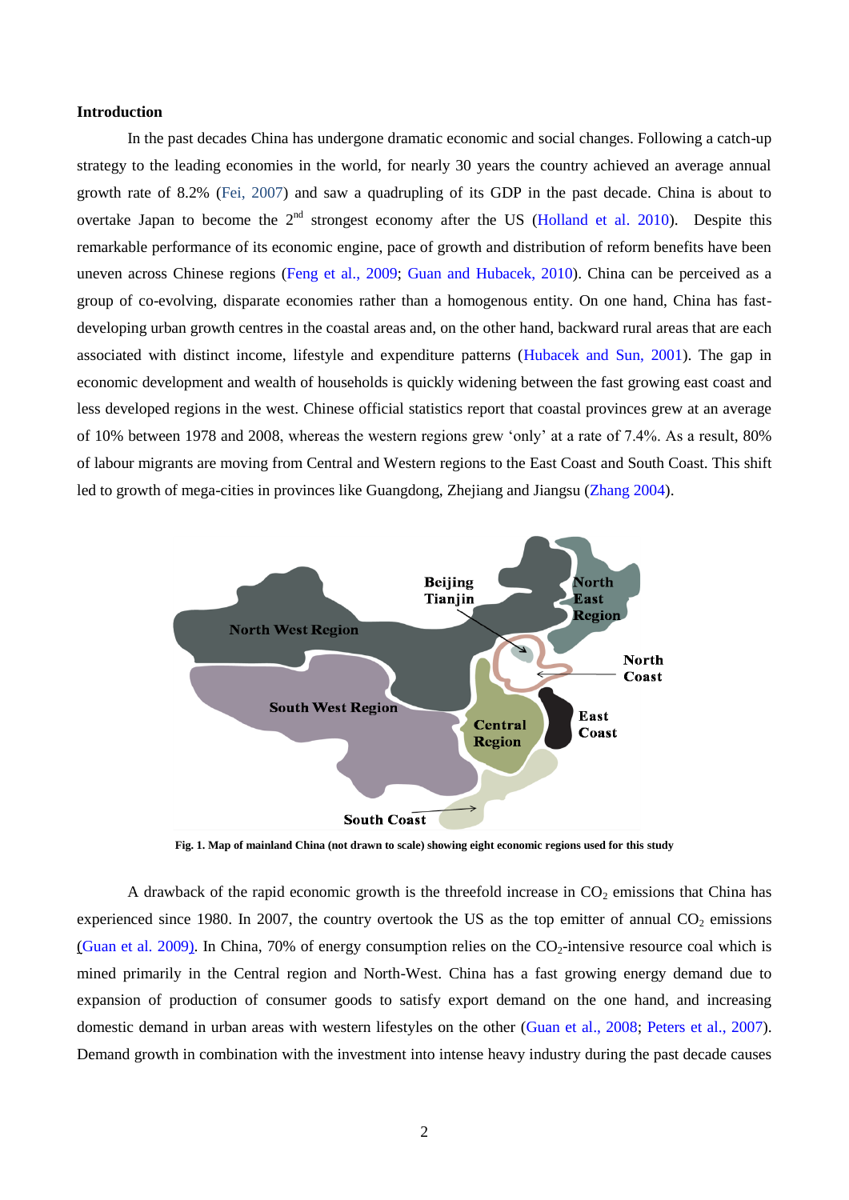**Introduction**

In the past decades China has undergone dramatic economic and social changes. Following a catch-up strategy to the leading economies in the world, for nearly 30 years the country achieved an average annual growth rate of 8.2% (Fei, 2007) and saw a quadrupling of its GDP in the past decade. China is about to overtake Japan to become the 2nd strongest economy after the US (Holland et al. 2010). Despite this remarkable performance of its economic engine, pace of growth and distribution of reform benefits have been uneven across Chinese regions (Feng et al., 2009; Guan and Hubacek, 2010). China can be perceived as a group of co-evolving, disparate economies rather than a homogenous entity. On one hand, China has fast-developing urban growth centres in the coastal areas and, on the other hand, backward rural areas that are each associated with distinct income, lifestyle and expenditure patterns (Hubacek and Sun, 2001). The gap in economic development and wealth of households is quickly widening between the fast growing east coast and less developed regions in the west. Chinese official statistics report that coastal provinces grew at an average of 10% between 1978 and 2008, whereas the western regions grew 'only' at a rate of 7.4%. As a result, 80% of labour migrants are moving from Central and Western regions to the East Coast and South Coast. This shift led to growth of mega-cities in provinces like Guangdong, Zhejiang and Jiangsu (Zhang 2004).

**Fig. 1. Map of mainland China (not drawn to scale) showing eight economic regions used for this study**

A drawback of the rapid economic growth is the threefold increase in $CO_2$ emissions that China has experienced since 1980. In 2007, the country overtook the US as the top emitter of annual $CO_2$ emissions (Guan et al. 2009). In China, 70% of energy consumption relies on the $CO_2$-intensive resource coal which is mined primarily in the Central region and North-West. China has a fast growing energy demand due to expansion of production of consumer goods to satisfy export demand on the one hand, and increasing domestic demand in urban areas with western lifestyles on the other (Guan et al., 2008; Peters et al., 2007). Demand growth in combination with the investment into intense heavy industry during the past decade causes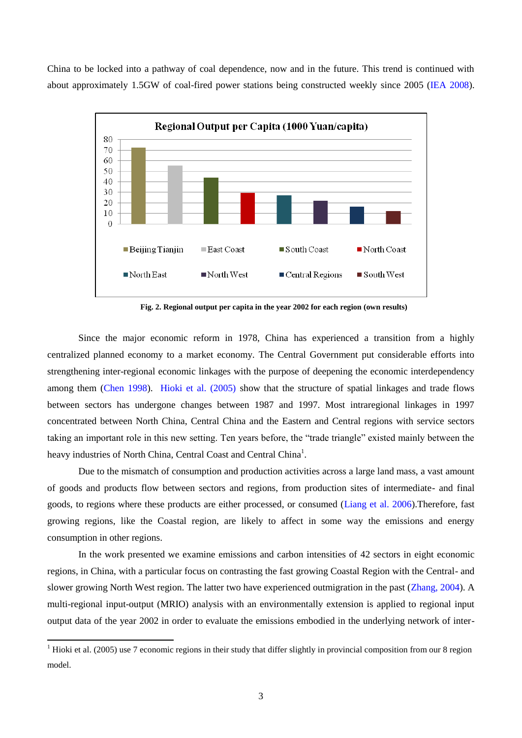China to be locked into a pathway of coal dependence, now and in the future. This trend is continued with about approximately 1.5GW of coal-fired power stations being constructed weekly since 2005 (IEA 2008).

**Fig. 2. Regional output per capita in the year 2002 for each region (own results)**

Since the major economic reform in 1978, China has experienced a transition from a highly centralized planned economy to a market economy. The Central Government put considerable efforts into strengthening inter-regional economic linkages with the purpose of deepening the economic interdependency among them (Chen 1998). Hioki et al. (2005) show that the structure of spatial linkages and trade flows between sectors has undergone changes between 1987 and 1997. Most intraregional linkages in 1997 concentrated between North China, Central China and the Eastern and Central regions with service sectors taking an important role in this new setting. Ten years before, the "trade triangle" existed mainly between the heavy industries of North China, Central Coast and Central China[1].

Due to the mismatch of consumption and production activities across a large land mass, a vast amount of goods and products flow between sectors and regions, from production sites of intermediate- and final goods, to regions where these products are either processed, or consumed (Liang et al. 2006).Therefore, fast growing regions, like the Coastal region, are likely to affect in some way the emissions and energy consumption in other regions.

In the work presented we examine emissions and carbon intensities of 42 sectors in eight economic regions, in China, with a particular focus on contrasting the fast growing Coastal Region with the Central- and slower growing North West region. The latter two have experienced outmigration in the past (Zhang, 2004). A multi-regional input-output (MRIO) analysis with an environmentally extension is applied to regional input output data of the year 2002 in order to evaluate the emissions embodied in the underlying network of inter-

---

[1] Hioki et al. (2005) use 7 economic regions in their study that differ slightly in provincial composition from our 8 region model.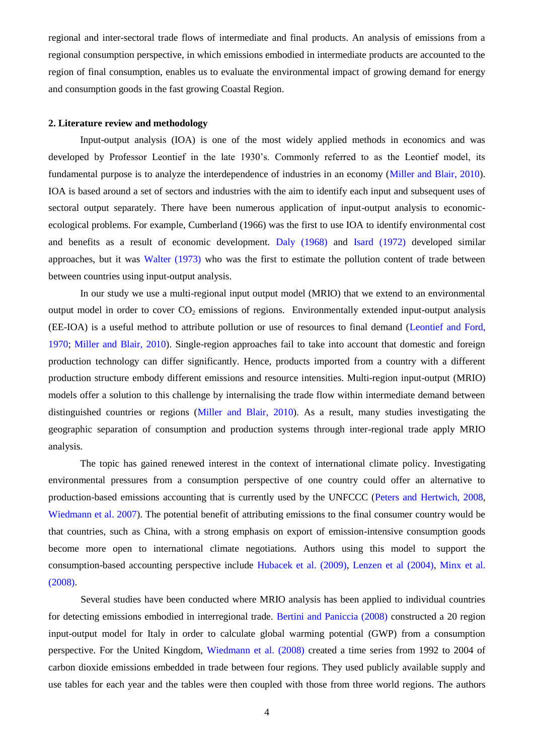regional and inter-sectoral trade flows of intermediate and final products. An analysis of emissions from a regional consumption perspective, in which emissions embodied in intermediate products are accounted to the region of final consumption, enables us to evaluate the environmental impact of growing demand for energy and consumption goods in the fast growing Coastal Region.

## 2. Literature review and methodology

Input-output analysis (IOA) is one of the most widely applied methods in economics and was developed by Professor Leontief in the late 1930's. Commonly referred to as the Leontief model, its fundamental purpose is to analyze the interdependence of industries in an economy (Miller and Blair, 2010). IOA is based around a set of sectors and industries with the aim to identify each input and subsequent uses of sectoral output separately. There have been numerous application of input-output analysis to economic-ecological problems. For example, Cumberland (1966) was the first to use IOA to identify environmental cost and benefits as a result of economic development. Daly (1968) and Isard (1972) developed similar approaches, but it was Walter (1973) who was the first to estimate the pollution content of trade between between countries using input-output analysis.

In our study we use a multi-regional input output model (MRIO) that we extend to an environmental output model in order to cover $CO_2$ emissions of regions. Environmentally extended input-output analysis (EE-IOA) is a useful method to attribute pollution or use of resources to final demand (Leontief and Ford, 1970; Miller and Blair, 2010). Single-region approaches fail to take into account that domestic and foreign production technology can differ significantly. Hence, products imported from a country with a different production structure embody different emissions and resource intensities. Multi-region input-output (MRIO) models offer a solution to this challenge by internalising the trade flow within intermediate demand between distinguished countries or regions (Miller and Blair, 2010). As a result, many studies investigating the geographic separation of consumption and production systems through inter-regional trade apply MRIO analysis.

The topic has gained renewed interest in the context of international climate policy. Investigating environmental pressures from a consumption perspective of one country could offer an alternative to production-based emissions accounting that is currently used by the UNFCCC (Peters and Hertwich, 2008, Wiedmann et al. 2007). The potential benefit of attributing emissions to the final consumer country would be that countries, such as China, with a strong emphasis on export of emission-intensive consumption goods become more open to international climate negotiations. Authors using this model to support the consumption-based accounting perspective include Hubacek et al. (2009), Lenzen et al (2004), Minx et al. (2008).

Several studies have been conducted where MRIO analysis has been applied to individual countries for detecting emissions embodied in interregional trade. Bertini and Paniccia (2008) constructed a 20 region input-output model for Italy in order to calculate global warming potential (GWP) from a consumption perspective. For the United Kingdom, Wiedmann et al. (2008) created a time series from 1992 to 2004 of carbon dioxide emissions embedded in trade between four regions. They used publicly available supply and use tables for each year and the tables were then coupled with those from three world regions. The authors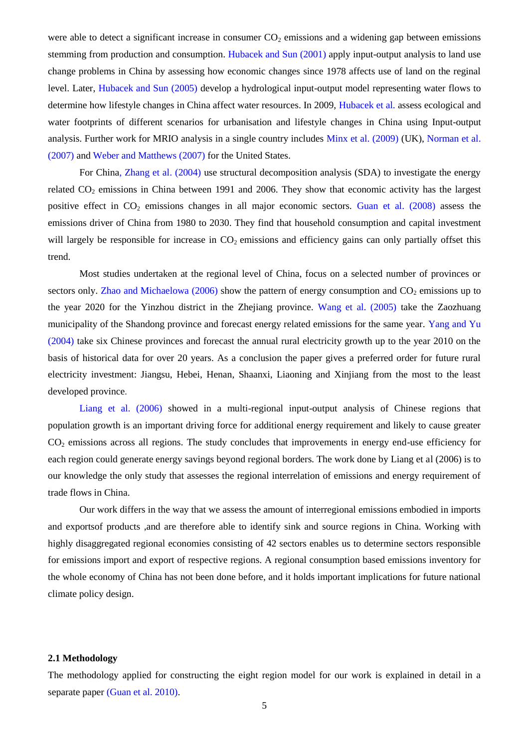were able to detect a significant increase in consumer $CO_2$ emissions and a widening gap between emissions stemming from production and consumption. Hubacek and Sun (2001) apply input-output analysis to land use change problems in China by assessing how economic changes since 1978 affects use of land on the reginal level. Later, Hubacek and Sun (2005) develop a hydrological input-output model representing water flows to determine how lifestyle changes in China affect water resources. In 2009, Hubacek et al. assess ecological and water footprints of different scenarios for urbanisation and lifestyle changes in China using Input-output analysis. Further work for MRIO analysis in a single country includes Minx et al. (2009) (UK), Norman et al. (2007) and Weber and Matthews (2007) for the United States.

For China, Zhang et al. (2004) use structural decomposition analysis (SDA) to investigate the energy related $CO_2$ emissions in China between 1991 and 2006. They show that economic activity has the largest positive effect in $CO_2$ emissions changes in all major economic sectors. Guan et al. (2008) assess the emissions driver of China from 1980 to 2030. They find that household consumption and capital investment will largely be responsible for increase in $CO_2$ emissions and efficiency gains can only partially offset this trend.

Most studies undertaken at the regional level of China, focus on a selected number of provinces or sectors only. Zhao and Michaelowa (2006) show the pattern of energy consumption and $CO_2$ emissions up to the year 2020 for the Yinzhou district in the Zhejiang province. Wang et al. (2005) take the Zaozhuang municipality of the Shandong province and forecast energy related emissions for the same year. Yang and Yu (2004) take six Chinese provinces and forecast the annual rural electricity growth up to the year 2010 on the basis of historical data for over 20 years. As a conclusion the paper gives a preferred order for future rural electricity investment: Jiangsu, Hebei, Henan, Shaanxi, Liaoning and Xinjiang from the most to the least developed province.

Liang et al. (2006) showed in a multi-regional input-output analysis of Chinese regions that population growth is an important driving force for additional energy requirement and likely to cause greater $CO_2$ emissions across all regions. The study concludes that improvements in energy end-use efficiency for each region could generate energy savings beyond regional borders. The work done by Liang et al (2006) is to our knowledge the only study that assesses the regional interrelation of emissions and energy requirement of trade flows in China.

Our work differs in the way that we assess the amount of interregional emissions embodied in imports and exportsof products ,and are therefore able to identify sink and source regions in China. Working with highly disaggregated regional economies consisting of 42 sectors enables us to determine sectors responsible for emissions import and export of respective regions. A regional consumption based emissions inventory for the whole economy of China has not been done before, and it holds important implications for future national climate policy design.

### 2.1 Methodology

The methodology applied for constructing the eight region model for our work is explained in detail in a separate paper (Guan et al. 2010).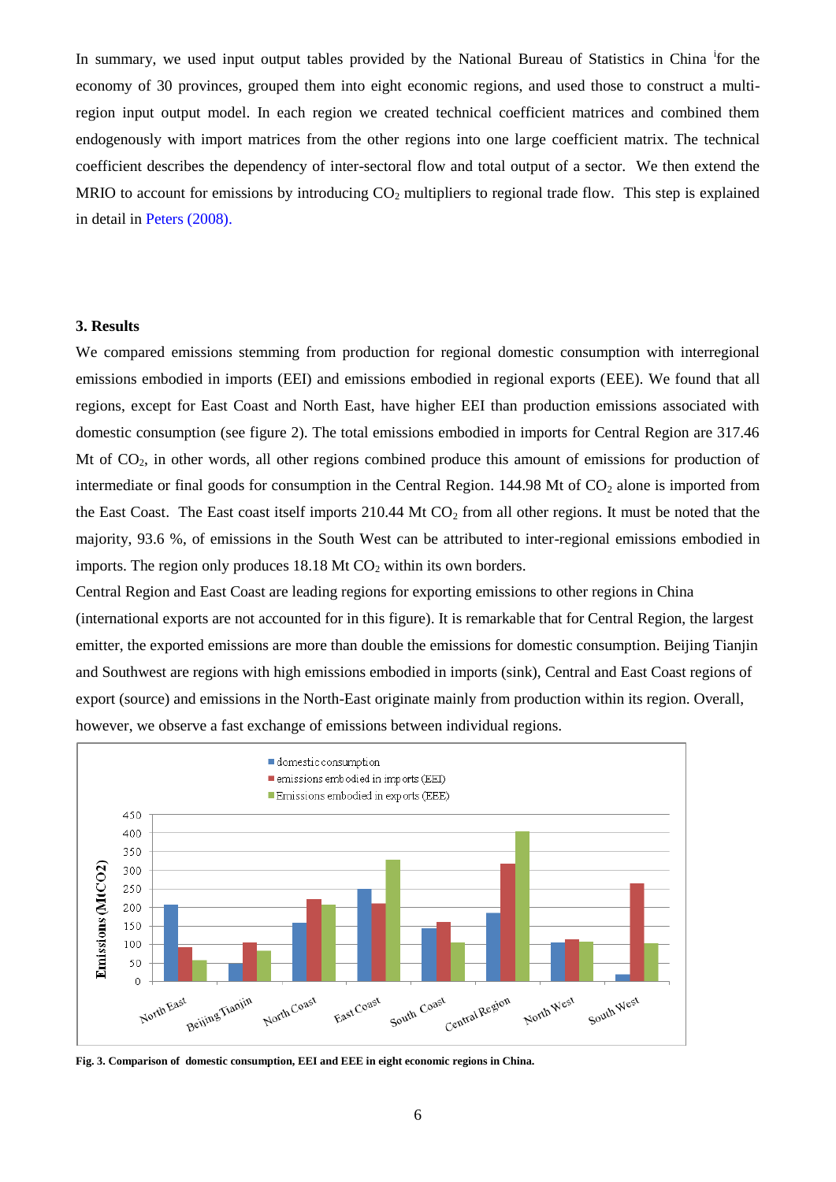In summary, we used input output tables provided by the National Bureau of Statistics in China [i] for the economy of 30 provinces, grouped them into eight economic regions, and used those to construct a multi-region input output model. In each region we created technical coefficient matrices and combined them endogenously with import matrices from the other regions into one large coefficient matrix. The technical coefficient describes the dependency of inter-sectoral flow and total output of a sector. We then extend the MRIO to account for emissions by introducing $CO_2$ multipliers to regional trade flow. This step is explained in detail in Peters (2008).

### 3. Results

We compared emissions stemming from production for regional domestic consumption with interregional emissions embodied in imports (EEI) and emissions embodied in regional exports (EEE). We found that all regions, except for East Coast and North East, have higher EEI than production emissions associated with domestic consumption (see figure 2). The total emissions embodied in imports for Central Region are 317.46 Mt of $CO_2$, in other words, all other regions combined produce this amount of emissions for production of intermediate or final goods for consumption in the Central Region. 144.98 Mt of $CO_2$ alone is imported from the East Coast. The East coast itself imports 210.44 Mt $CO_2$ from all other regions. It must be noted that the majority, 93.6 %, of emissions in the South West can be attributed to inter-regional emissions embodied in imports. The region only produces 18.18 Mt $CO_2$ within its own borders.

Central Region and East Coast are leading regions for exporting emissions to other regions in China (international exports are not accounted for in this figure). It is remarkable that for Central Region, the largest emitter, the exported emissions are more than double the emissions for domestic consumption. Beijing Tianjin and Southwest are regions with high emissions embodied in imports (sink), Central and East Coast regions of export (source) and emissions in the North-East originate mainly from production within its region. Overall, however, we observe a fast exchange of emissions between individual regions.

**Fig. 3. Comparison of domestic consumption, EEI and EEE in eight economic regions in China.**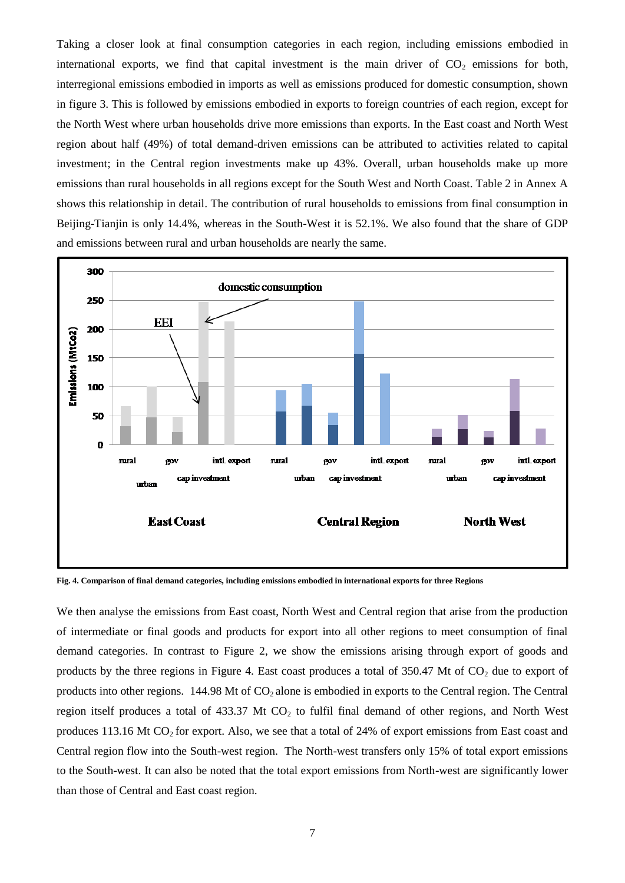Taking a closer look at final consumption categories in each region, including emissions embodied in international exports, we find that capital investment is the main driver of $CO_2$ emissions for both, interregional emissions embodied in imports as well as emissions produced for domestic consumption, shown in figure 3. This is followed by emissions embodied in exports to foreign countries of each region, except for the North West where urban households drive more emissions than exports. In the East coast and North West region about half (49%) of total demand-driven emissions can be attributed to activities related to capital investment; in the Central region investments make up 43%. Overall, urban households make up more emissions than rural households in all regions except for the South West and North Coast. Table 2 in Annex A shows this relationship in detail. The contribution of rural households to emissions from final consumption in Beijing-Tianjin is only 14.4%, whereas in the South-West it is 52.1%. We also found that the share of GDP and emissions between rural and urban households are nearly the same.

**Fig. 4. Comparison of final demand categories, including emissions embodied in international exports for three Regions**

We then analyse the emissions from East coast, North West and Central region that arise from the production of intermediate or final goods and products for export into all other regions to meet consumption of final demand categories. In contrast to Figure 2, we show the emissions arising through export of goods and products by the three regions in Figure 4. East coast produces a total of 350.47 Mt of $CO_2$ due to export of products into other regions. 144.98 Mt of $CO_2$ alone is embodied in exports to the Central region. The Central region itself produces a total of 433.37 Mt $CO_2$ to fulfil final demand of other regions, and North West produces 113.16 Mt $CO_2$ for export. Also, we see that a total of 24% of export emissions from East coast and Central region flow into the South-west region. The North-west transfers only 15% of total export emissions to the South-west. It can also be noted that the total export emissions from North-west are significantly lower than those of Central and East coast region.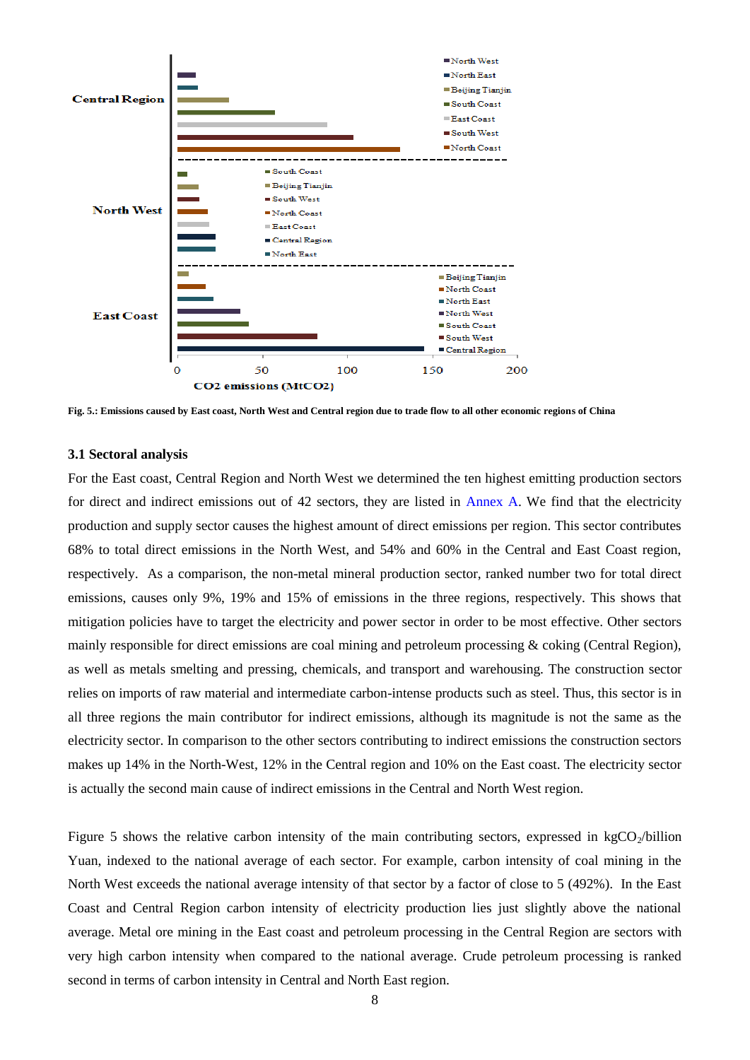Fig. 5.: Emissions caused by East coast, North West and Central region due to trade flow to all other economic regions of China

### 3.1 Sectoral analysis

For the East coast, Central Region and North West we determined the ten highest emitting production sectors for direct and indirect emissions out of 42 sectors, they are listed in Annex A. We find that the electricity production and supply sector causes the highest amount of direct emissions per region. This sector contributes 68% to total direct emissions in the North West, and 54% and 60% in the Central and East Coast region, respectively. As a comparison, the non-metal mineral production sector, ranked number two for total direct emissions, causes only 9%, 19% and 15% of emissions in the three regions, respectively. This shows that mitigation policies have to target the electricity and power sector in order to be most effective. Other sectors mainly responsible for direct emissions are coal mining and petroleum processing & coking (Central Region), as well as metals smelting and pressing, chemicals, and transport and warehousing. The construction sector relies on imports of raw material and intermediate carbon-intense products such as steel. Thus, this sector is in all three regions the main contributor for indirect emissions, although its magnitude is not the same as the electricity sector. In comparison to the other sectors contributing to indirect emissions the construction sectors makes up 14% in the North-West, 12% in the Central region and 10% on the East coast. The electricity sector is actually the second main cause of indirect emissions in the Central and North West region.

Figure 5 shows the relative carbon intensity of the main contributing sectors, expressed in kg$CO_2$/billion Yuan, indexed to the national average of each sector. For example, carbon intensity of coal mining in the North West exceeds the national average intensity of that sector by a factor of close to 5 (492%). In the East Coast and Central Region carbon intensity of electricity production lies just slightly above the national average. Metal ore mining in the East coast and petroleum processing in the Central Region are sectors with very high carbon intensity when compared to the national average. Crude petroleum processing is ranked second in terms of carbon intensity in Central and North East region.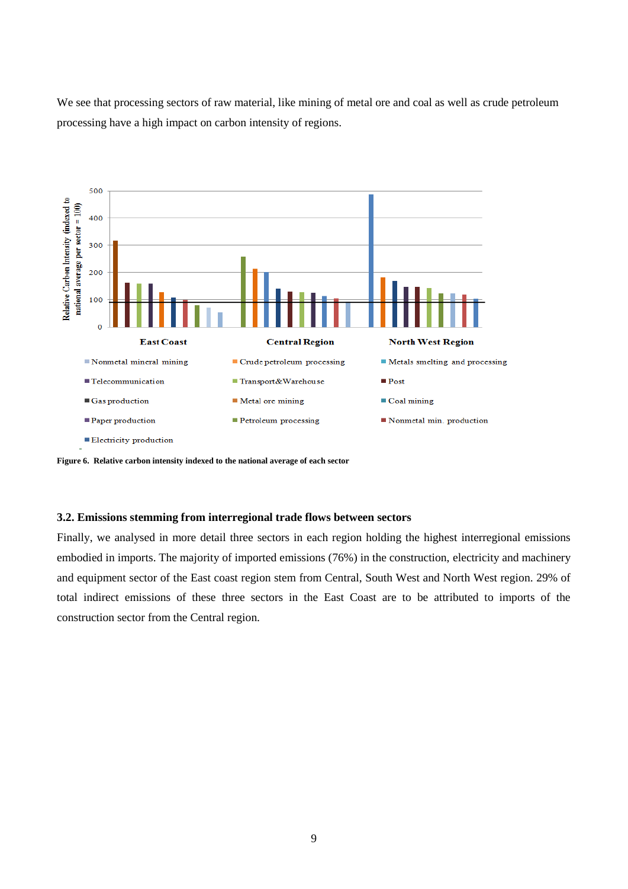We see that processing sectors of raw material, like mining of metal ore and coal as well as crude petroleum processing have a high impact on carbon intensity of regions.

Figure 6. Relative carbon intensity indexed to the national average of each sector

### 3.2. Emissions stemming from interregional trade flows between sectors

Finally, we analysed in more detail three sectors in each region holding the highest interregional emissions embodied in imports. The majority of imported emissions (76%) in the construction, electricity and machinery and equipment sector of the East coast region stem from Central, South West and North West region. 29% of total indirect emissions of these three sectors in the East Coast are to be attributed to imports of the construction sector from the Central region.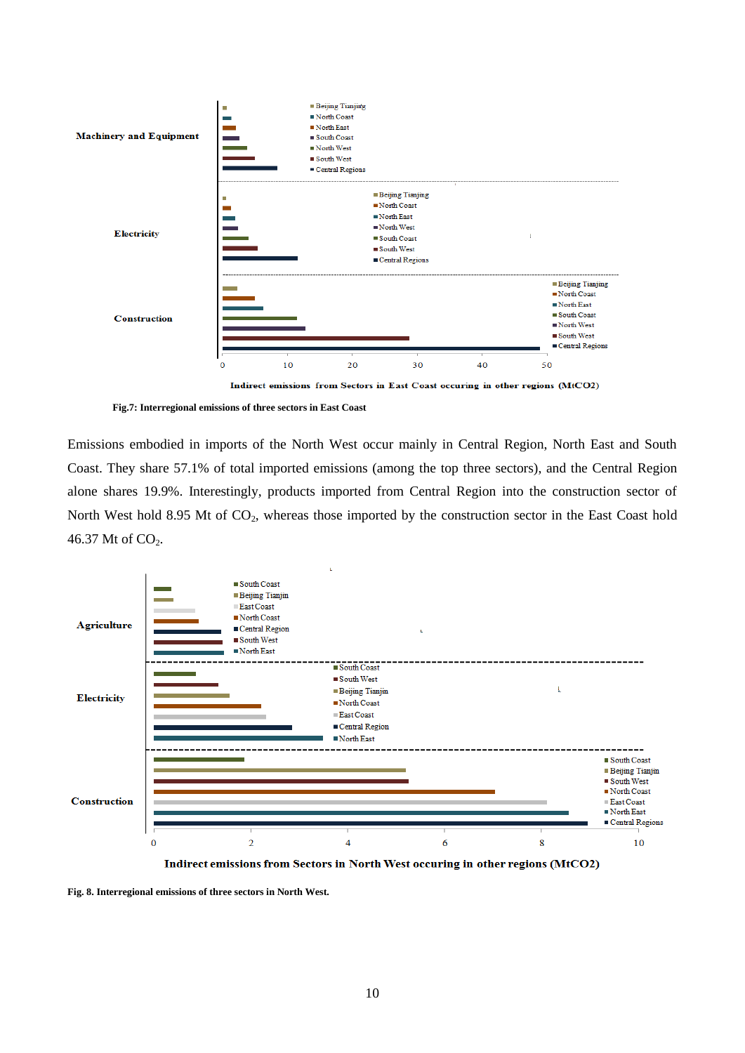Fig.7: Interregional emissions of three sectors in East Coast

Emissions embodied in imports of the North West occur mainly in Central Region, North East and South Coast. They share 57.1% of total imported emissions (among the top three sectors), and the Central Region alone shares 19.9%. Interestingly, products imported from Central Region into the construction sector of North West hold 8.95 Mt of $CO_2$, whereas those imported by the construction sector in the East Coast hold 46.37 Mt of $CO_2$.

Fig. 8. Interregional emissions of three sectors in North West.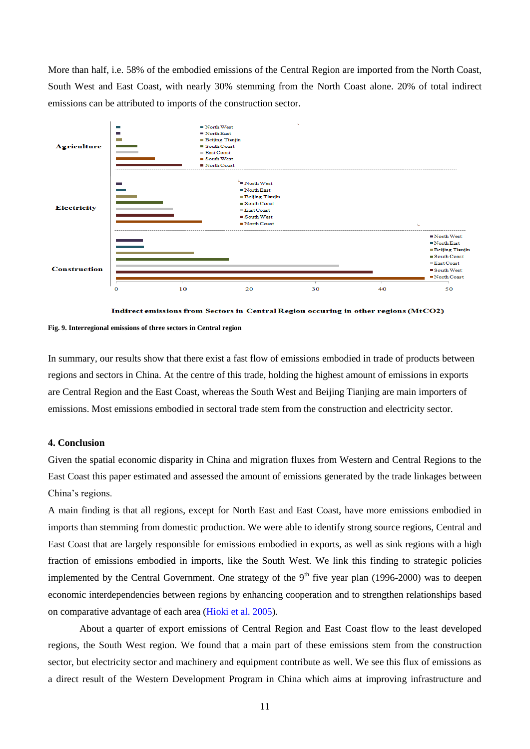More than half, i.e. 58% of the embodied emissions of the Central Region are imported from the North Coast, South West and East Coast, with nearly 30% stemming from the North Coast alone. 20% of total indirect emissions can be attributed to imports of the construction sector.

Fig. 9. Interregional emissions of three sectors in Central region

In summary, our results show that there exist a fast flow of emissions embodied in trade of products between regions and sectors in China. At the centre of this trade, holding the highest amount of emissions in exports are Central Region and the East Coast, whereas the South West and Beijing Tianjing are main importers of emissions. Most emissions embodied in sectoral trade stem from the construction and electricity sector.

## 4. Conclusion

Given the spatial economic disparity in China and migration fluxes from Western and Central Regions to the East Coast this paper estimated and assessed the amount of emissions generated by the trade linkages between China's regions.

A main finding is that all regions, except for North East and East Coast, have more emissions embodied in imports than stemming from domestic production. We were able to identify strong source regions, Central and East Coast that are largely responsible for emissions embodied in exports, as well as sink regions with a high fraction of emissions embodied in imports, like the South West. We link this finding to strategic policies implemented by the Central Government. One strategy of the 9th five year plan (1996-2000) was to deepen economic interdependencies between regions by enhancing cooperation and to strengthen relationships based on comparative advantage of each area (Hioki et al. 2005).

About a quarter of export emissions of Central Region and East Coast flow to the least developed regions, the South West region. We found that a main part of these emissions stem from the construction sector, but electricity sector and machinery and equipment contribute as well. We see this flux of emissions as a direct result of the Western Development Program in China which aims at improving infrastructure and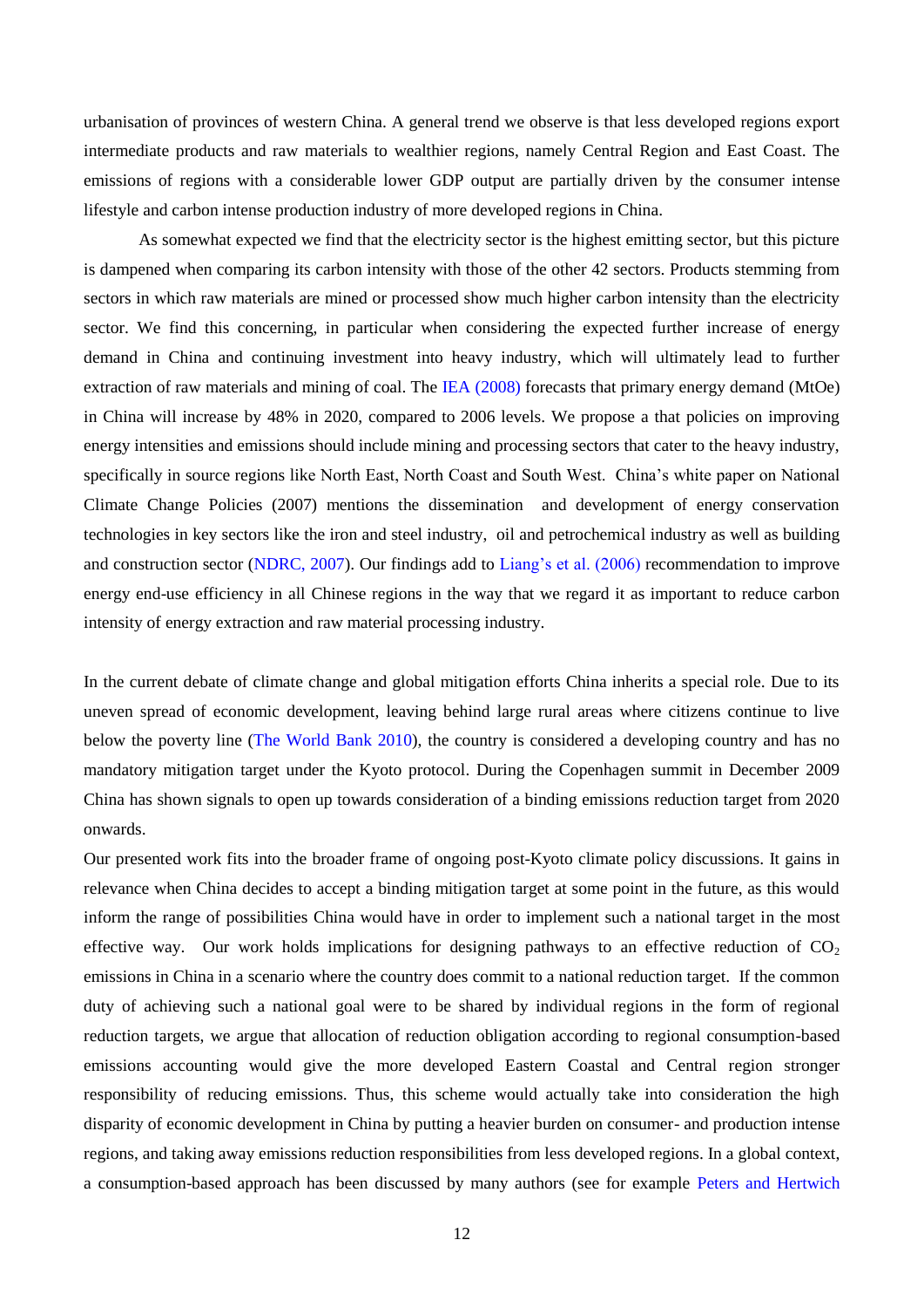urbanisation of provinces of western China. A general trend we observe is that less developed regions export intermediate products and raw materials to wealthier regions, namely Central Region and East Coast. The emissions of regions with a considerable lower GDP output are partially driven by the consumer intense lifestyle and carbon intense production industry of more developed regions in China.

As somewhat expected we find that the electricity sector is the highest emitting sector, but this picture is dampened when comparing its carbon intensity with those of the other 42 sectors. Products stemming from sectors in which raw materials are mined or processed show much higher carbon intensity than the electricity sector. We find this concerning, in particular when considering the expected further increase of energy demand in China and continuing investment into heavy industry, which will ultimately lead to further extraction of raw materials and mining of coal. The IEA (2008) forecasts that primary energy demand (MtOe) in China will increase by 48% in 2020, compared to 2006 levels. We propose a that policies on improving energy intensities and emissions should include mining and processing sectors that cater to the heavy industry, specifically in source regions like North East, North Coast and South West. China's white paper on National Climate Change Policies (2007) mentions the dissemination and development of energy conservation technologies in key sectors like the iron and steel industry, oil and petrochemical industry as well as building and construction sector (NDRC, 2007). Our findings add to Liang's et al. (2006) recommendation to improve energy end-use efficiency in all Chinese regions in the way that we regard it as important to reduce carbon intensity of energy extraction and raw material processing industry.

In the current debate of climate change and global mitigation efforts China inherits a special role. Due to its uneven spread of economic development, leaving behind large rural areas where citizens continue to live below the poverty line (The World Bank 2010), the country is considered a developing country and has no mandatory mitigation target under the Kyoto protocol. During the Copenhagen summit in December 2009 China has shown signals to open up towards consideration of a binding emissions reduction target from 2020 onwards.

Our presented work fits into the broader frame of ongoing post-Kyoto climate policy discussions. It gains in relevance when China decides to accept a binding mitigation target at some point in the future, as this would inform the range of possibilities China would have in order to implement such a national target in the most effective way. Our work holds implications for designing pathways to an effective reduction of $CO_2$ emissions in China in a scenario where the country does commit to a national reduction target. If the common duty of achieving such a national goal were to be shared by individual regions in the form of regional reduction targets, we argue that allocation of reduction obligation according to regional consumption-based emissions accounting would give the more developed Eastern Coastal and Central region stronger responsibility of reducing emissions. Thus, this scheme would actually take into consideration the high disparity of economic development in China by putting a heavier burden on consumer- and production intense regions, and taking away emissions reduction responsibilities from less developed regions. In a global context, a consumption-based approach has been discussed by many authors (see for example Peters and Hertwich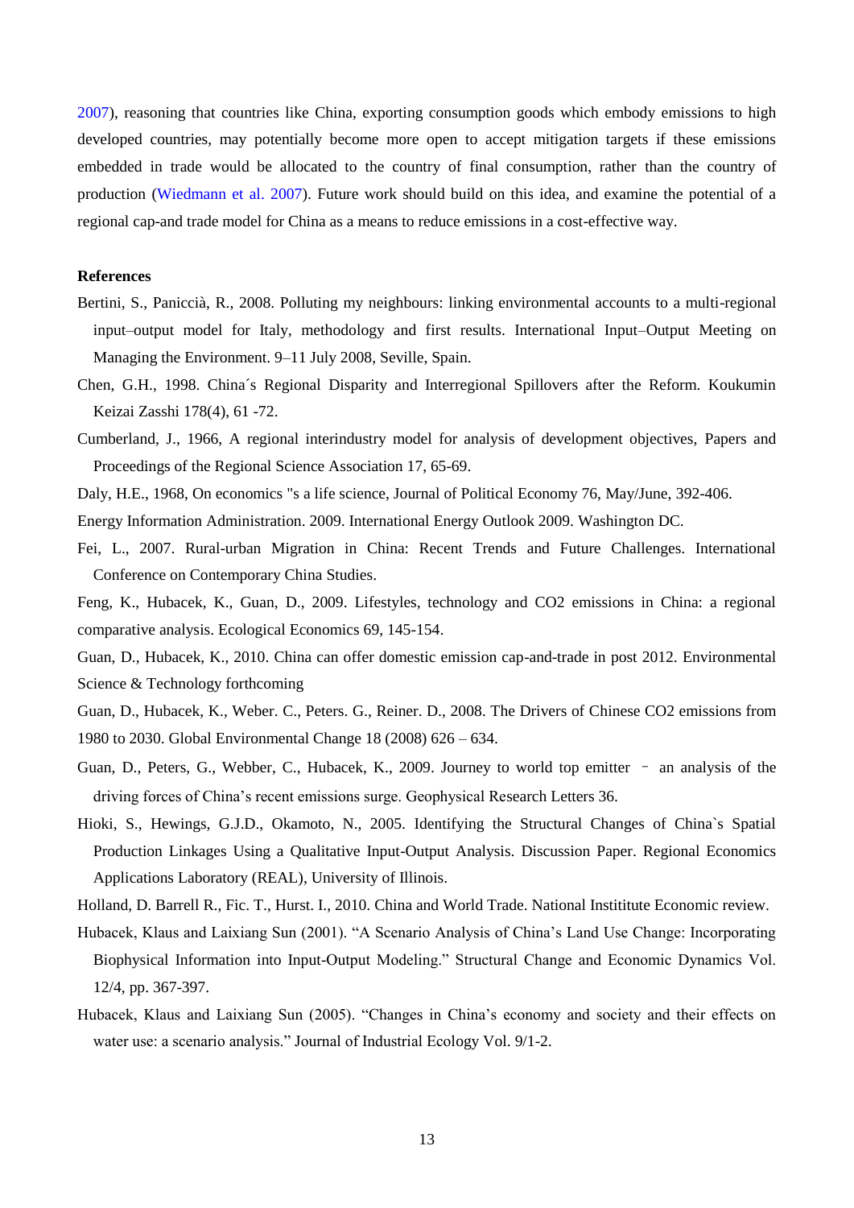2007), reasoning that countries like China, exporting consumption goods which embody emissions to high developed countries, may potentially become more open to accept mitigation targets if these emissions embedded in trade would be allocated to the country of final consumption, rather than the country of production (Wiedmann et al. 2007). Future work should build on this idea, and examine the potential of a regional cap-and trade model for China as a means to reduce emissions in a cost-effective way.

**References**

Bertini, S., Paniccià, R., 2008. Polluting my neighbours: linking environmental accounts to a multi-regional input–output model for Italy, methodology and first results. International Input–Output Meeting on Managing the Environment. 9–11 July 2008, Seville, Spain.

Chen, G.H., 1998. China´s Regional Disparity and Interregional Spillovers after the Reform. Koukumin Keizai Zasshi 178(4), 61 -72.

Cumberland, J., 1966, A regional interindustry model for analysis of development objectives, Papers and Proceedings of the Regional Science Association 17, 65-69.

Daly, H.E., 1968, On economics "s a life science, Journal of Political Economy 76, May/June, 392-406.

Energy Information Administration. 2009. International Energy Outlook 2009. Washington DC.

Fei, L., 2007. Rural-urban Migration in China: Recent Trends and Future Challenges. International Conference on Contemporary China Studies.

Feng, K., Hubacek, K., Guan, D., 2009. Lifestyles, technology and CO2 emissions in China: a regional comparative analysis. Ecological Economics 69, 145-154.

Guan, D., Hubacek, K., 2010. China can offer domestic emission cap-and-trade in post 2012. Environmental Science & Technology forthcoming

Guan, D., Hubacek, K., Weber. C., Peters. G., Reiner. D., 2008. The Drivers of Chinese CO2 emissions from 1980 to 2030. Global Environmental Change 18 (2008) 626 – 634.

Guan, D., Peters, G., Webber, C., Hubacek, K., 2009. Journey to world top emitter – an analysis of the driving forces of China's recent emissions surge. Geophysical Research Letters 36.

Hioki, S., Hewings, G.J.D., Okamoto, N., 2005. Identifying the Structural Changes of China`s Spatial Production Linkages Using a Qualitative Input-Output Analysis. Discussion Paper. Regional Economics Applications Laboratory (REAL), University of Illinois.

Holland, D. Barrell R., Fic. T., Hurst. I., 2010. China and World Trade. National Instititute Economic review.

Hubacek, Klaus and Laixiang Sun (2001). "A Scenario Analysis of China's Land Use Change: Incorporating Biophysical Information into Input-Output Modeling." Structural Change and Economic Dynamics Vol. 12/4, pp. 367-397.

Hubacek, Klaus and Laixiang Sun (2005). "Changes in China's economy and society and their effects on water use: a scenario analysis." Journal of Industrial Ecology Vol. 9/1-2.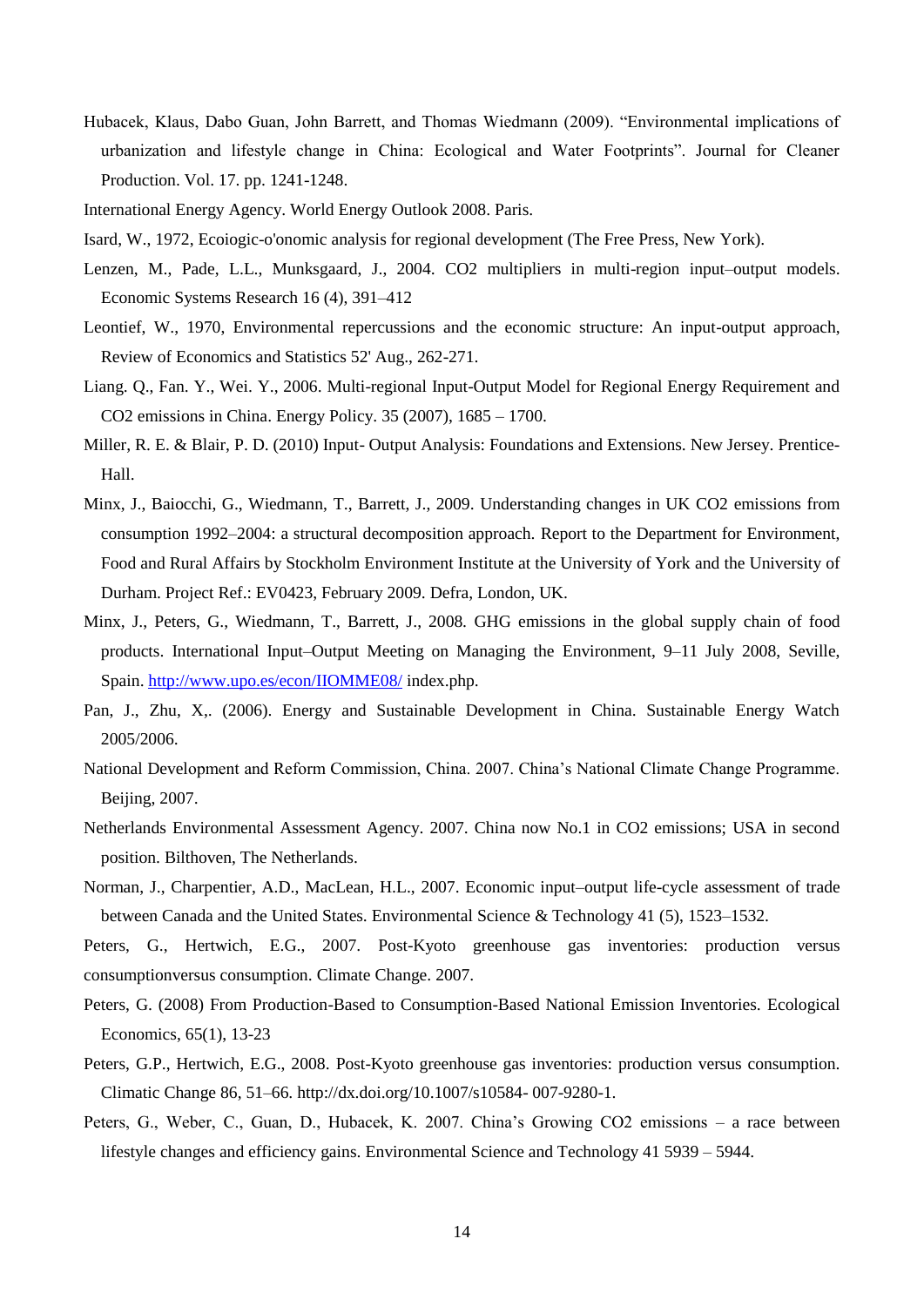Hubacek, Klaus, Dabo Guan, John Barrett, and Thomas Wiedmann (2009). "Environmental implications of urbanization and lifestyle change in China: Ecological and Water Footprints". Journal for Cleaner Production. Vol. 17. pp. 1241-1248.

International Energy Agency. World Energy Outlook 2008. Paris.

Isard, W., 1972, Ecoiogic-o'onomic analysis for regional development (The Free Press, New York).

Lenzen, M., Pade, L.L., Munksgaard, J., 2004. CO2 multipliers in multi-region input–output models. Economic Systems Research 16 (4), 391–412

Leontief, W., 1970, Environmental repercussions and the economic structure: An input-output approach, Review of Economics and Statistics 52' Aug., 262-271.

Liang. Q., Fan. Y., Wei. Y., 2006. Multi-regional Input-Output Model for Regional Energy Requirement and CO2 emissions in China. Energy Policy. 35 (2007), 1685 – 1700.

Miller, R. E. & Blair, P. D. (2010) Input- Output Analysis: Foundations and Extensions. New Jersey. Prentice-Hall.

Minx, J., Baiocchi, G., Wiedmann, T., Barrett, J., 2009. Understanding changes in UK CO2 emissions from consumption 1992–2004: a structural decomposition approach. Report to the Department for Environment, Food and Rural Affairs by Stockholm Environment Institute at the University of York and the University of Durham. Project Ref.: EV0423, February 2009. Defra, London, UK.

Minx, J., Peters, G., Wiedmann, T., Barrett, J., 2008. GHG emissions in the global supply chain of food products. International Input–Output Meeting on Managing the Environment, 9–11 July 2008, Seville, Spain. http://www.upo.es/econ/IIOMME08/ index.php.

Pan, J., Zhu, X,. (2006). Energy and Sustainable Development in China. Sustainable Energy Watch 2005/2006.

National Development and Reform Commission, China. 2007. China's National Climate Change Programme. Beijing, 2007.

Netherlands Environmental Assessment Agency. 2007. China now No.1 in CO2 emissions; USA in second position. Bilthoven, The Netherlands.

Norman, J., Charpentier, A.D., MacLean, H.L., 2007. Economic input–output life-cycle assessment of trade between Canada and the United States. Environmental Science & Technology 41 (5), 1523–1532.

Peters, G., Hertwich, E.G., 2007. Post-Kyoto greenhouse gas inventories: production versus consumptionversus consumption. Climate Change. 2007.

Peters, G. (2008) From Production-Based to Consumption-Based National Emission Inventories. Ecological Economics, 65(1), 13-23

Peters, G.P., Hertwich, E.G., 2008. Post-Kyoto greenhouse gas inventories: production versus consumption. Climatic Change 86, 51–66. http://dx.doi.org/10.1007/s10584- 007-9280-1.

Peters, G., Weber, C., Guan, D., Hubacek, K. 2007. China's Growing CO2 emissions – a race between lifestyle changes and efficiency gains. Environmental Science and Technology 41 5939 – 5944.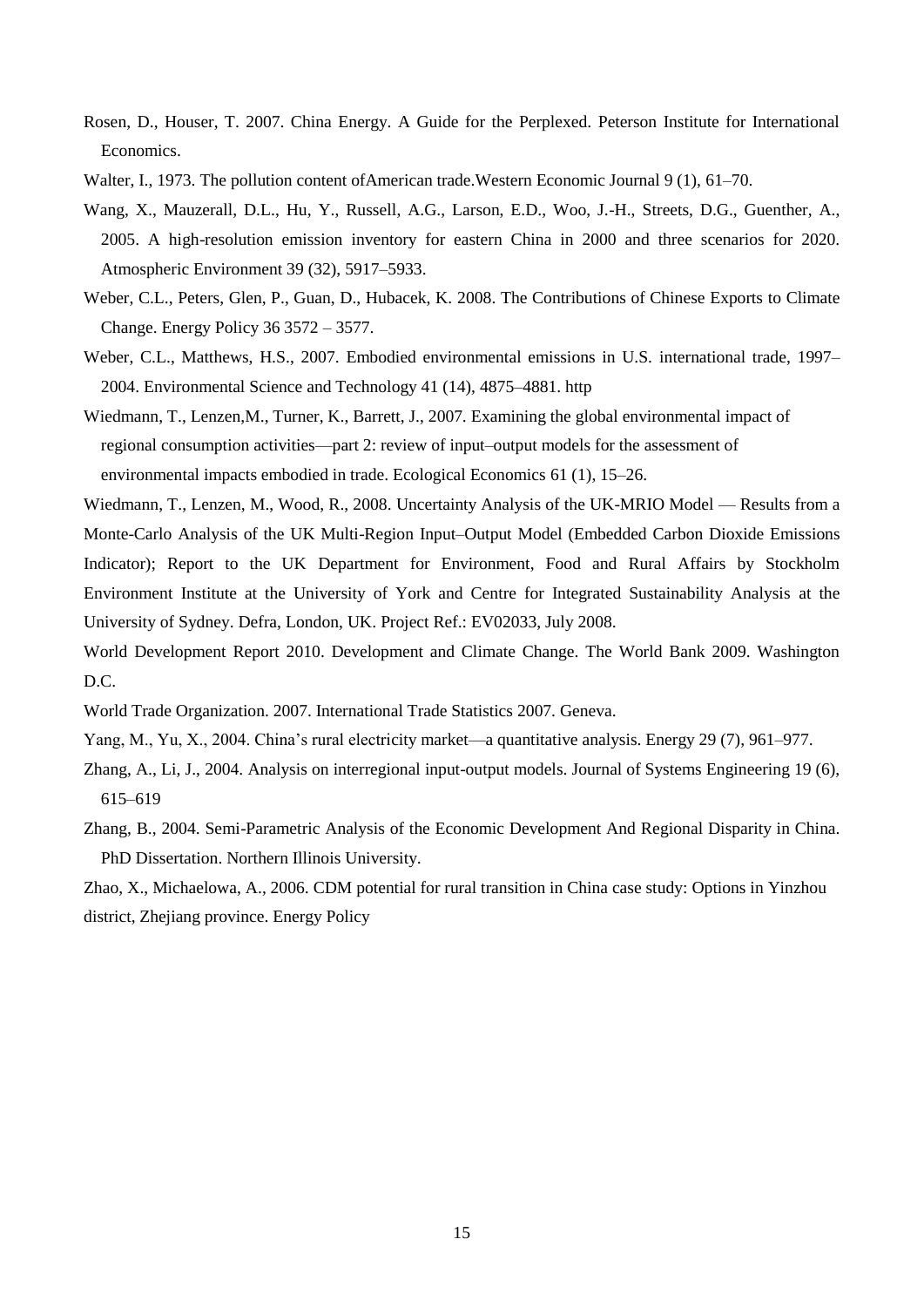Rosen, D., Houser, T. 2007. China Energy. A Guide for the Perplexed. Peterson Institute for International Economics.

Walter, I., 1973. The pollution content ofAmerican trade.Western Economic Journal 9 (1), 61–70.

Wang, X., Mauzerall, D.L., Hu, Y., Russell, A.G., Larson, E.D., Woo, J.-H., Streets, D.G., Guenther, A., 2005. A high-resolution emission inventory for eastern China in 2000 and three scenarios for 2020. Atmospheric Environment 39 (32), 5917–5933.

Weber, C.L., Peters, Glen, P., Guan, D., Hubacek, K. 2008. The Contributions of Chinese Exports to Climate Change. Energy Policy 36 3572 – 3577.

Weber, C.L., Matthews, H.S., 2007. Embodied environmental emissions in U.S. international trade, 1997–2004. Environmental Science and Technology 41 (14), 4875–4881. http

Wiedmann, T., Lenzen,M., Turner, K., Barrett, J., 2007. Examining the global environmental impact of regional consumption activities—part 2: review of input–output models for the assessment of environmental impacts embodied in trade. Ecological Economics 61 (1), 15–26.

Wiedmann, T., Lenzen, M., Wood, R., 2008. Uncertainty Analysis of the UK-MRIO Model — Results from a Monte-Carlo Analysis of the UK Multi-Region Input–Output Model (Embedded Carbon Dioxide Emissions Indicator); Report to the UK Department for Environment, Food and Rural Affairs by Stockholm Environment Institute at the University of York and Centre for Integrated Sustainability Analysis at the University of Sydney. Defra, London, UK. Project Ref.: EV02033, July 2008.

World Development Report 2010. Development and Climate Change. The World Bank 2009. Washington D.C.

World Trade Organization. 2007. International Trade Statistics 2007. Geneva.

Yang, M., Yu, X., 2004. China's rural electricity market—a quantitative analysis. Energy 29 (7), 961–977.

Zhang, A., Li, J., 2004. Analysis on interregional input-output models. Journal of Systems Engineering 19 (6), 615–619

Zhang, B., 2004. Semi-Parametric Analysis of the Economic Development And Regional Disparity in China. PhD Dissertation. Northern Illinois University.

Zhao, X., Michaelowa, A., 2006. CDM potential for rural transition in China case study: Options in Yinzhou district, Zhejiang province. Energy Policy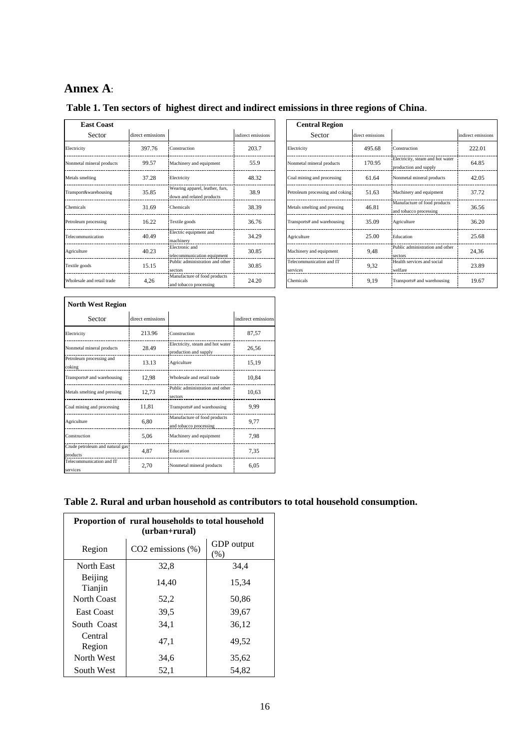# Annex A:

**Table 1. Ten sectors of highest direct and indirect emissions in three regions of China**.

| **East Coast** | | | |
|---|---|---|---|
| Sector | direct emissions | | indirect emissions |
| Electricity | 397.76 | Construction | 203.7 |
| Nonmetal mineral products | 99.57 | Machinery and equipment | 55.9 |
| Metals smelting | 37.28 | Electricity | 48.32 |
| Transport&warehousing | 35.85 | Wearing apparel, leather, furs, down and related products | 38.9 |
| Chemicals | 31.69 | Chemicals | 38.39 |
| Petroleum processing | 16.22 | Textile goods | 36.76 |
| Telecommunication | 40.49 | Electric equipment and machinery | 34.29 |
| Agriculture | 40.23 | Electronic and telecommunication equipment | 30.85 |
| Textile goods | 15.15 | Public administration and other sectors | 30.85 |
| Wholesale and retail trade | 4,26 | Manufacture of food products and tobacco processing | 24.20 |

| **Central Region** | | | |
|---|---|---|---|
| Sector | direct emissions | | indirect emissions |
| Electricity | 495.68 | Construction | 222.01 |
| Nonmetal mineral products | 170.95 | Electricity, steam and hot water production and supply | 64.85 |
| Coal mining and processing | 61.64 | Nonmetal mineral products | 42.05 |
| Petroleum processing and coking | 51.63 | Machinery and equipment | 37.72 |
| Metals smelting and pressing | 46.81 | Manufacture of food products and tobacco processing | 36.56 |
| Transports# and warehousing | 35.09 | Agriculture | 36.20 |
| Agriculture | 25.00 | Education | 25.68 |
| Machinery and equipment | 9,48 | Public administration and other sectors | 24,36 |
| Telecommunication and IT services | 9,32 | Health services and social welfare | 23.89 |
| Chemicals | 9,19 | Transports# and warehousing | 19.67 |

| **North West Region** | | | |
|---|---|---|---|
| Sector | direct emissions | | indirect emissions |
| Electricity | 213.96 | Construction | 87,57 |
| Nonmetal mineral products | 28.49 | Electricity, steam and hot water production and supply | 26,56 |
| Petroleum processing and coking | 13.13 | Agriculture | 15,19 |
| Transports# and warehousing | 12,98 | Wholesale and retail trade | 10,84 |
| Metals smelting and pressing | 12,73 | Public administration and other sectors | 10,63 |
| Coal mining and processing | 11,81 | Transports# and warehousing | 9,99 |
| Agriculture | 6,80 | Manufacture of food products and tobacco processing | 9,77 |
| Construction | 5,06 | Machinery and equipment | 7,98 |
| Crude petroleum and natural gas products | 4,87 | Education | 7,35 |
| Telecommunication and IT services | 2,70 | Nonmetal mineral products | 6,05 |

**Table 2. Rural and urban household as contributors to total household consumption.**

| **Proportion of rural households to total household (urban+rural)** | | |
|---|---|---|
| Region | $CO_2$ emissions (%) | GDP output (%) |
| North East | 32,8 | 34,4 |
| Beijing Tianjin | 14,40 | 15,34 |
| North Coast | 52,2 | 50,86 |
| East Coast | 39,5 | 39,67 |
| South Coast | 34,1 | 36,12 |
| Central Region | 47,1 | 49,52 |
| North West | 34,6 | 35,62 |
| South West | 52,1 | 54,82 |